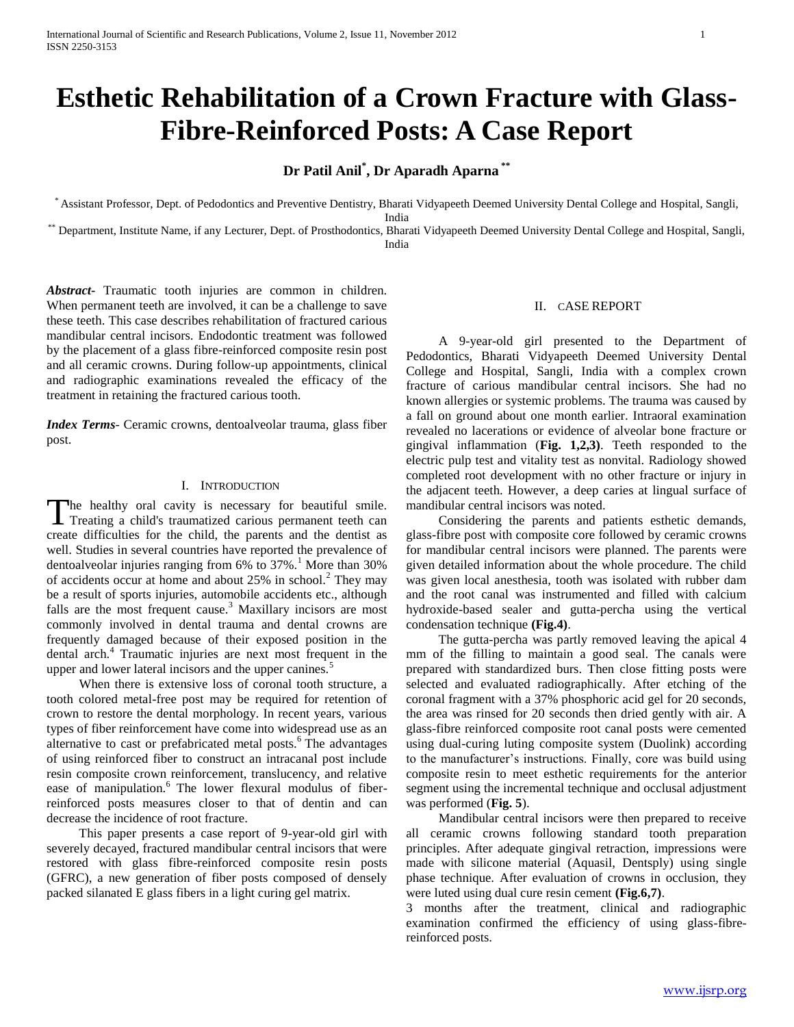# Esthetic Rehabilitation of a Crown Fracture with Glass-Fibre-Reinforced Posts: A Case Report

**Dr Patil Anil[*], Dr Aparadh Aparna[**]**

[*] Assistant Professor, Dept. of Pedodontics and Preventive Dentistry, Bharati Vidyapeeth Deemed University Dental College and Hospital, Sangli, India

[**] Department, Institute Name, if any Lecturer, Dept. of Prosthodontics, Bharati Vidyapeeth Deemed University Dental College and Hospital, Sangli, India

***Abstract*-** Traumatic tooth injuries are common in children. When permanent teeth are involved, it can be a challenge to save these teeth. This case describes rehabilitation of fractured carious mandibular central incisors. Endodontic treatment was followed by the placement of a glass fibre-reinforced composite resin post and all ceramic crowns. During follow-up appointments, clinical and radiographic examinations revealed the efficacy of the treatment in retaining the fractured carious tooth.

***Index Terms*-** Ceramic crowns, dentoalveolar trauma, glass fiber post.

## I. Introduction

The healthy oral cavity is necessary for beautiful smile. Treating a child's traumatized carious permanent teeth can create difficulties for the child, the parents and the dentist as well. Studies in several countries have reported the prevalence of dentoalveolar injuries ranging from 6% to 37%.[1] More than 30% of accidents occur at home and about 25% in school.[2] They may be a result of sports injuries, automobile accidents etc., although falls are the most frequent cause.[3] Maxillary incisors are most commonly involved in dental trauma and dental crowns are frequently damaged because of their exposed position in the dental arch.[4] Traumatic injuries are next most frequent in the upper and lower lateral incisors and the upper canines.[5]

When there is extensive loss of coronal tooth structure, a tooth colored metal-free post may be required for retention of crown to restore the dental morphology. In recent years, various types of fiber reinforcement have come into widespread use as an alternative to cast or prefabricated metal posts.[6] The advantages of using reinforced fiber to construct an intracanal post include resin composite crown reinforcement, translucency, and relative ease of manipulation.[6] The lower flexural modulus of fiber-reinforced posts measures closer to that of dentin and can decrease the incidence of root fracture.

This paper presents a case report of 9-year-old girl with severely decayed, fractured mandibular central incisors that were restored with glass fibre-reinforced composite resin posts (GFRC), a new generation of fiber posts composed of densely packed silanated E glass fibers in a light curing gel matrix.

## II. Case Report

A 9-year-old girl presented to the Department of Pedodontics, Bharati Vidyapeeth Deemed University Dental College and Hospital, Sangli, India with a complex crown fracture of carious mandibular central incisors. She had no known allergies or systemic problems. The trauma was caused by a fall on ground about one month earlier. Intraoral examination revealed no lacerations or evidence of alveolar bone fracture or gingival inflammation (**Fig. 1,2,3**). Teeth responded to the electric pulp test and vitality test as nonvital. Radiology showed completed root development with no other fracture or injury in the adjacent teeth. However, a deep caries at lingual surface of mandibular central incisors was noted.

Considering the parents and patients esthetic demands, glass-fibre post with composite core followed by ceramic crowns for mandibular central incisors were planned. The parents were given detailed information about the whole procedure. The child was given local anesthesia, tooth was isolated with rubber dam and the root canal was instrumented and filled with calcium hydroxide-based sealer and gutta-percha using the vertical condensation technique **(Fig.4)**.

The gutta-percha was partly removed leaving the apical 4 mm of the filling to maintain a good seal. The canals were prepared with standardized burs. Then close fitting posts were selected and evaluated radiographically. After etching of the coronal fragment with a 37% phosphoric acid gel for 20 seconds, the area was rinsed for 20 seconds then dried gently with air. A glass-fibre reinforced composite root canal posts were cemented using dual-curing luting composite system (Duolink) according to the manufacturer's instructions. Finally, core was build using composite resin to meet esthetic requirements for the anterior segment using the incremental technique and occlusal adjustment was performed (**Fig. 5**).

Mandibular central incisors were then prepared to receive all ceramic crowns following standard tooth preparation principles. After adequate gingival retraction, impressions were made with silicone material (Aquasil, Dentsply) using single phase technique. After evaluation of crowns in occlusion, they were luted using dual cure resin cement **(Fig.6,7)**.

3 months after the treatment, clinical and radiographic examination confirmed the efficiency of using glass-fibre-reinforced posts.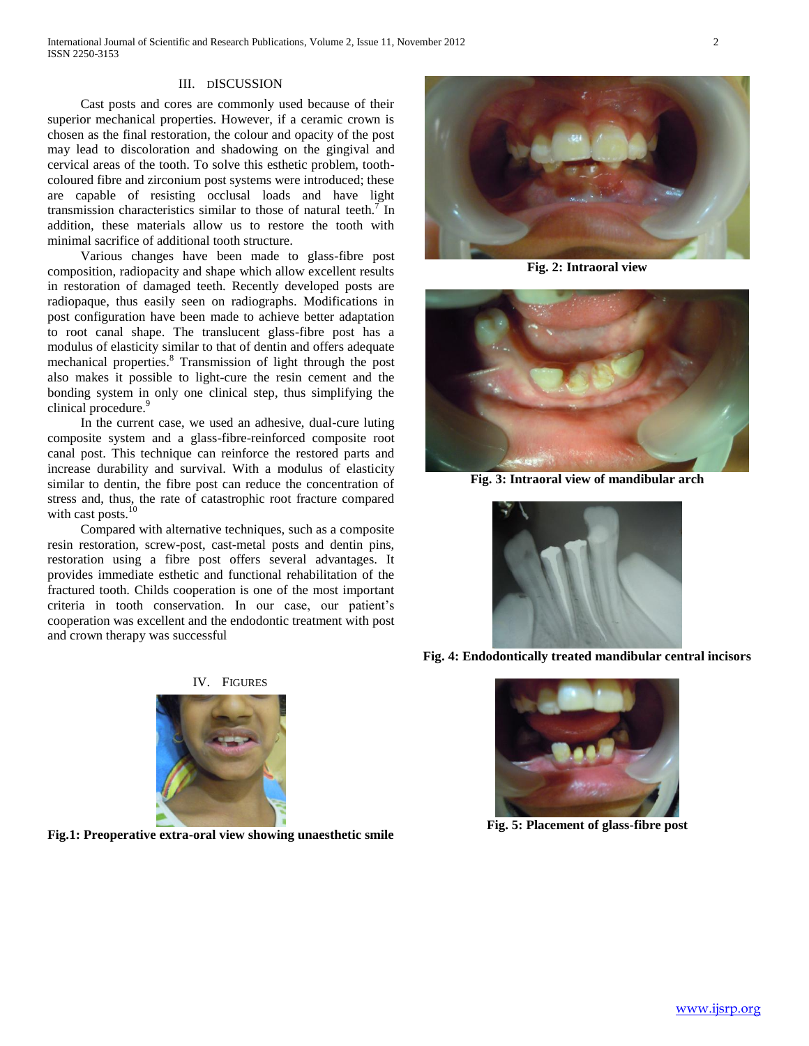## III. DISCUSSION

Cast posts and cores are commonly used because of their superior mechanical properties. However, if a ceramic crown is chosen as the final restoration, the colour and opacity of the post may lead to discoloration and shadowing on the gingival and cervical areas of the tooth. To solve this esthetic problem, tooth-coloured fibre and zirconium post systems were introduced; these are capable of resisting occlusal loads and have light transmission characteristics similar to those of natural teeth.[7] In addition, these materials allow us to restore the tooth with minimal sacrifice of additional tooth structure.

Various changes have been made to glass-fibre post composition, radiopacity and shape which allow excellent results in restoration of damaged teeth. Recently developed posts are radiopaque, thus easily seen on radiographs. Modifications in post configuration have been made to achieve better adaptation to root canal shape. The translucent glass-fibre post has a modulus of elasticity similar to that of dentin and offers adequate mechanical properties.[8] Transmission of light through the post also makes it possible to light-cure the resin cement and the bonding system in only one clinical step, thus simplifying the clinical procedure.[9]

In the current case, we used an adhesive, dual-cure luting composite system and a glass-fibre-reinforced composite root canal post. This technique can reinforce the restored parts and increase durability and survival. With a modulus of elasticity similar to dentin, the fibre post can reduce the concentration of stress and, thus, the rate of catastrophic root fracture compared with cast posts.[10]

Compared with alternative techniques, such as a composite resin restoration, screw-post, cast-metal posts and dentin pins, restoration using a fibre post offers several advantages. It provides immediate esthetic and functional rehabilitation of the fractured tooth. Childs cooperation is one of the most important criteria in tooth conservation. In our case, our patient's cooperation was excellent and the endodontic treatment with post and crown therapy was successful

## IV. FIGURES

**Fig.1: Preoperative extra-oral view showing unaesthetic smile**

**Fig. 2: Intraoral view**

**Fig. 3: Intraoral view of mandibular arch**

**Fig. 4: Endodontically treated mandibular central incisors**

**Fig. 5: Placement of glass-fibre post**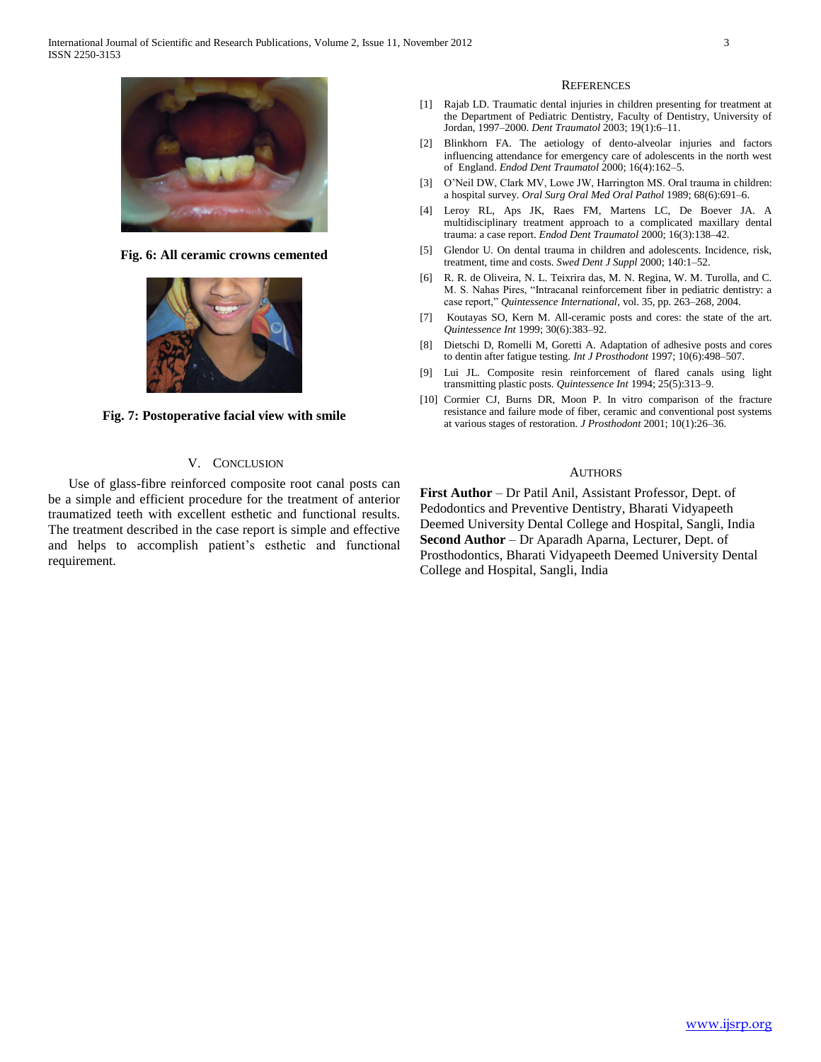Fig. 6: All ceramic crowns cemented

Fig. 7: Postoperative facial view with smile

## V. Conclusion

Use of glass-fibre reinforced composite root canal posts can be a simple and efficient procedure for the treatment of anterior traumatized teeth with excellent esthetic and functional results. The treatment described in the case report is simple and effective and helps to accomplish patient's esthetic and functional requirement.

## References

[1] Rajab LD. Traumatic dental injuries in children presenting for treatment at the Department of Pediatric Dentistry, Faculty of Dentistry, University of Jordan, 1997–2000. *Dent Traumatol* 2003; 19(1):6–11.

[2] Blinkhorn FA. The aetiology of dento-alveolar injuries and factors influencing attendance for emergency care of adolescents in the north west of England. *Endod Dent Traumatol* 2000; 16(4):162–5.

[3] O'Neil DW, Clark MV, Lowe JW, Harrington MS. Oral trauma in children: a hospital survey. *Oral Surg Oral Med Oral Pathol* 1989; 68(6):691–6.

[4] Leroy RL, Aps JK, Raes FM, Martens LC, De Boever JA. A multidisciplinary treatment approach to a complicated maxillary dental trauma: a case report. *Endod Dent Traumatol* 2000; 16(3):138–42.

[5] Glendor U. On dental trauma in children and adolescents. Incidence, risk, treatment, time and costs. *Swed Dent J Suppl* 2000; 140:1–52.

[6] R. R. de Oliveira, N. L. Teixrira das, M. N. Regina, W. M. Turolla, and C. M. S. Nahas Pires, "Intracanal reinforcement fiber in pediatric dentistry: a case report," *Quintessence International*, vol. 35, pp. 263–268, 2004.

[7] Koutayas SO, Kern M. All-ceramic posts and cores: the state of the art. *Quintessence Int* 1999; 30(6):383–92.

[8] Dietschi D, Romelli M, Goretti A. Adaptation of adhesive posts and cores to dentin after fatigue testing. *Int J Prosthodont* 1997; 10(6):498–507.

[9] Lui JL. Composite resin reinforcement of flared canals using light transmitting plastic posts. *Quintessence Int* 1994; 25(5):313–9.

[10] Cormier CJ, Burns DR, Moon P. In vitro comparison of the fracture resistance and failure mode of fiber, ceramic and conventional post systems at various stages of restoration. *J Prosthodont* 2001; 10(1):26–36.

## Authors

**First Author** – Dr Patil Anil, Assistant Professor, Dept. of Pedodontics and Preventive Dentistry, Bharati Vidyapeeth Deemed University Dental College and Hospital, Sangli, India

**Second Author** – Dr Aparadh Aparna, Lecturer, Dept. of Prosthodontics, Bharati Vidyapeeth Deemed University Dental College and Hospital, Sangli, India